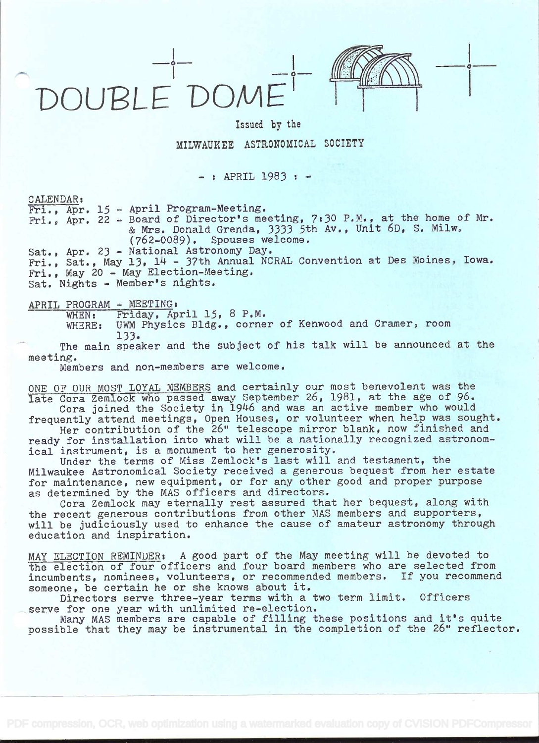# DOUBLE DOME

Issued by the

MILWAUKEE ASTRONOMICAL SOCIETY

- : APRIL 1983 : -

CALENDAR:

Fri., Apr. 15 - April Program-Meeting.
Fri., Apr. 22 - Board of Director's meeting, 7:30 P.M., at the home of Mr. & Mrs. Donald Grenda, 3333 5th Av., Unit 6D, S. Milw. (762-0089). Spouses welcome.
Sat., Apr. 23 - National Astronomy Day.
Fri., Sat., May 13, 14 - 37th Annual NCRAL Convention at Des Moines, Iowa.
Fri., May 20 - May Election-Meeting.
Sat. Nights - Member's nights.

APRIL PROGRAM - MEETING:

WHEN: Friday, April 15, 8 P.M.
WHERE: UWM Physics Bldg., corner of Kenwood and Cramer, room 133.

The main speaker and the subject of his talk will be announced at the meeting.

Members and non-members are welcome.

ONE OF OUR MOST LOYAL MEMBERS and certainly our most benevolent was the late Cora Zemlock who passed away September 26, 1981, at the age of 96.

Cora joined the Society in 1946 and was an active member who would frequently attend meetings, Open Houses, or volunteer when help was sought.

Her contribution of the 26" telescope mirror blank, now finished and ready for installation into what will be a nationally recognized astronomical instrument, is a monument to her generosity.

Under the terms of Miss Zemlock's last will and testament, the Milwaukee Astronomical Society received a generous bequest from her estate for maintenance, new equipment, or for any other good and proper purpose as determined by the MAS officers and directors.

Cora Zemlock may eternally rest assured that her bequest, along with the recent generous contributions from other MAS members and supporters, will be judiciously used to enhance the cause of amateur astronomy through education and inspiration.

MAY ELECTION REMINDER: A good part of the May meeting will be devoted to the election of four officers and four board members who are selected from incumbents, nominees, volunteers, or recommended members. If you recommend someone, be certain he or she knows about it.

Directors serve three-year terms with a two term limit. Officers serve for one year with unlimited re-election.

Many MAS members are capable of filling these positions and it's quite possible that they may be instrumental in the completion of the 26" reflector.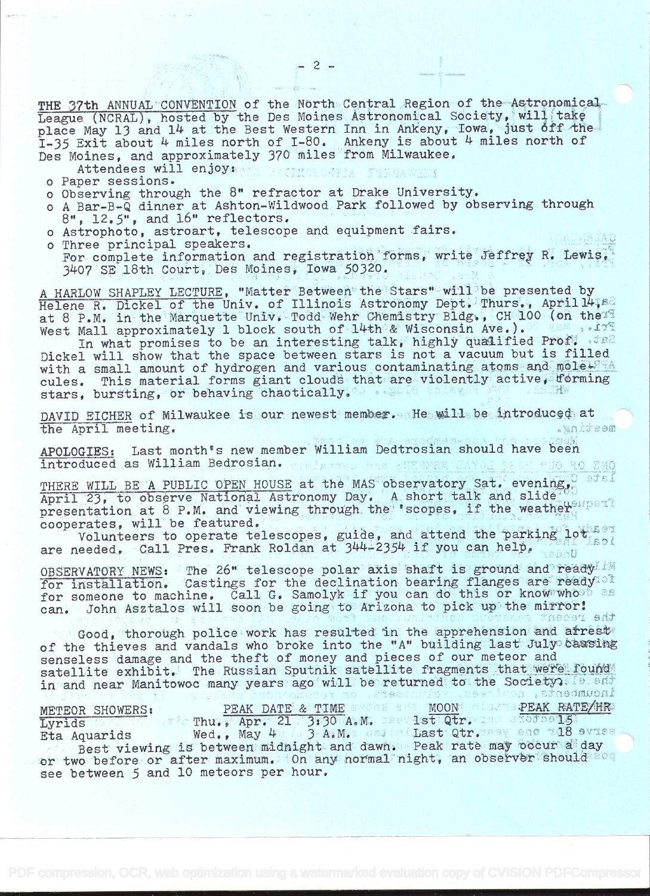**THE 37th ANNUAL CONVENTION** of the North Central Region of the Astronomical League (NCRAL), hosted by the Des Moines Astronomical Society, will take place May 13 and 14 at the Best Western Inn in Ankeny, Iowa, just off the I-35 Exit about 4 miles north of I-80. Ankeny is about 4 miles north of Des Moines, and approximately 370 miles from Milwaukee.

Attendees will enjoy:

- o Paper sessions.
- o Observing through the 8" refractor at Drake University.
- o A Bar-B-Q dinner at Ashton-Wildwood Park followed by observing through 8", 12.5", and 16" reflectors.
- o Astrophoto, astroart, telescope and equipment fairs.
- o Three principal speakers.

For complete information and registration forms, write Jeffrey R. Lewis, 3407 SE 18th Court, Des Moines, Iowa 50320.

**A HARLOW SHAPLEY LECTURE**, "Matter Between the Stars" will be presented by Helene R. Dickel of the Univ. of Illinois Astronomy Dept. Thurs., April 14, at 8 P.M. in the Marquette Univ. Todd Wehr Chemistry Bldg., CH 100 (on the West Mall approximately 1 block south of 14th & Wisconsin Ave.).

In what promises to be an interesting talk, highly qualified Prof. Dickel will show that the space between stars is not a vacuum but is filled with a small amount of hydrogen and various contaminating atoms and molecules. This material forms giant clouds that are violently active, forming stars, bursting, or behaving chaotically.

**DAVID EICHER** of Milwaukee is our newest member. He will be introduced at the April meeting.

**APOLOGIES:** Last month's new member William Dedtrosian should have been introduced as William Bedrosian.

**THERE WILL BE A PUBLIC OPEN HOUSE** at the MAS observatory Sat. evening, April 23, to observe National Astronomy Day. A short talk and slide presentation at 8 P.M. and viewing through the 'scopes, if the weather cooperates, will be featured.

Volunteers to operate telescopes, guide, and attend the parking lot are needed. Call Pres. Frank Roldan at 344-2354 if you can help.

**OBSERVATORY NEWS:** The 26" telescope polar axis shaft is ground and ready for installation. Castings for the declination bearing flanges are ready for someone to machine. Call G. Samolyk if you can do this or know who can. John Asztalos will soon be going to Arizona to pick up the mirror!

Good, thorough police work has resulted in the apprehension and arrest of the thieves and vandals who broke into the "A" building last July causing senseless damage and the theft of money and pieces of our meteor and satellite exhibit. The Russian Sputnik satellite fragments that were found in and near Manitowoc many years ago will be returned to the Society.

| METEOR SHOWERS: | PEAK DATE & TIME | MOON | PEAK RATE/HR |
|---|---|---|---|
| Lyrids | Thu., Apr. 21 3:30 A.M. | 1st Qtr. | 15 |
| Eta Aquarids | Wed., May 4 3 A.M. | Last Qtr. | 18 |

Best viewing is between midnight and dawn. Peak rate may occur a day or two before or after maximum. On any normal night, an observer should see between 5 and 10 meteors per hour.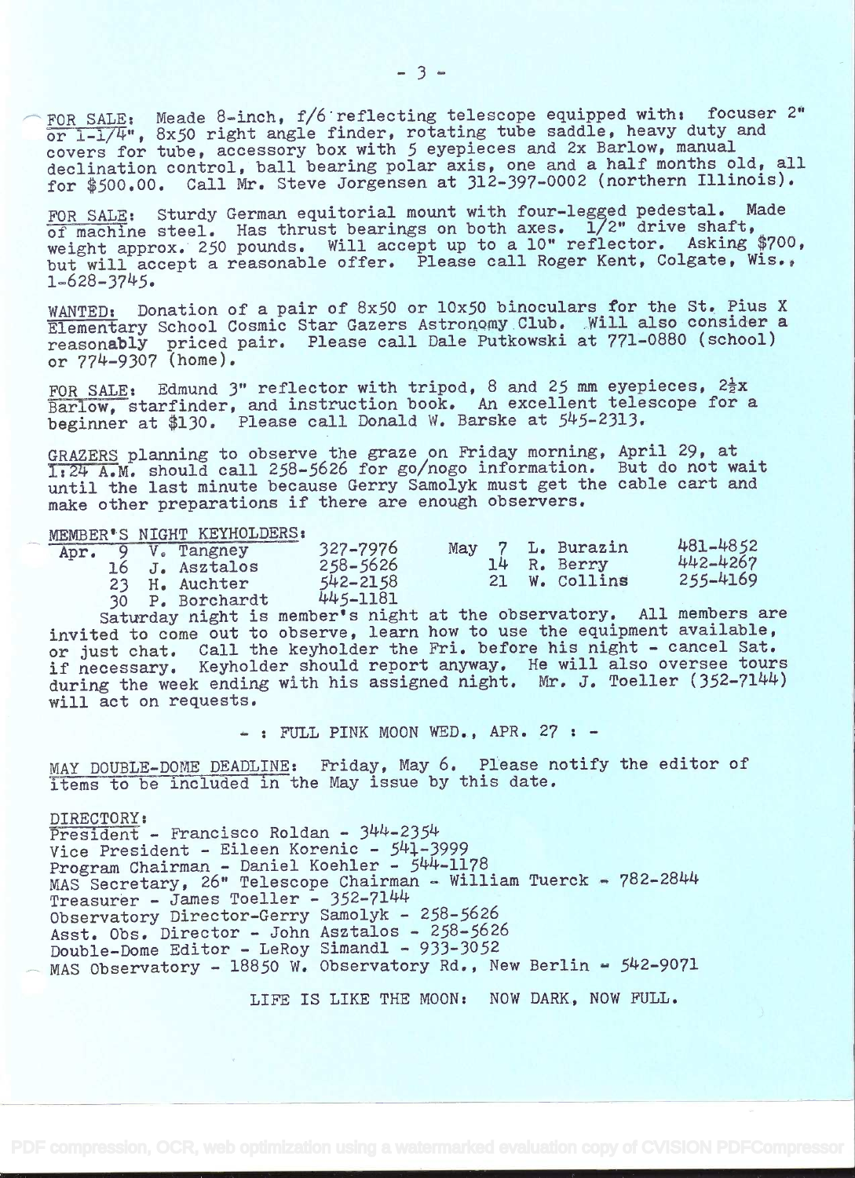FOR SALE: Meade 8-inch, f/6 reflecting telescope equipped with: focuser 2" or 1-1/4", 8x50 right angle finder, rotating tube saddle, heavy duty and covers for tube, accessory box with 5 eyepieces and 2x Barlow, manual declination control, ball bearing polar axis, one and a half months old, all for $500.00. Call Mr. Steve Jorgensen at 312-397-0002 (northern Illinois).

FOR SALE: Sturdy German equitorial mount with four-legged pedestal. Made of machine steel. Has thrust bearings on both axes. 1/2" drive shaft, weight approx. 250 pounds. Will accept up to a 10" reflector. Asking $700, but will accept a reasonable offer. Please call Roger Kent, Colgate, Wis., 1-628-3745.

WANTED: Donation of a pair of 8x50 or 10x50 binoculars for the St. Pius X Elementary School Cosmic Star Gazers Astronomy Club. Will also consider a reasonably priced pair. Please call Dale Putkowski at 771-0880 (school) or 774-9307 (home).

FOR SALE: Edmund 3" reflector with tripod, 8 and 25 mm eyepieces, 2½x Barlow, starfinder, and instruction book. An excellent telescope for a beginner at $130. Please call Donald W. Barske at 545-2313.

GRAZERS planning to observe the graze on Friday morning, April 29, at 1:24 A.M. should call 258-5626 for go/nogo information. But do not wait until the last minute because Gerry Samolyk must get the cable cart and make other preparations if there are enough observers.

MEMBER'S NIGHT KEYHOLDERS:

| | | | | | |
|---|---|---|---|---|---|
| Apr. 9 | V. Tangney | 327-7976 | May 7 | L. Burazin | 481-4852 |
| 16 | J. Asztalos | 258-5626 | 14 | R. Berry | 442-4267 |
| 23 | H. Auchter | 542-2158 | 21 | W. Collins | 255-4169 |
| 30 | P. Borchardt | 445-1181 | | | |

Saturday night is member's night at the observatory. All members are invited to come out to observe, learn how to use the equipment available, or just chat. Call the keyholder the Fri. before his night - cancel Sat. if necessary. Keyholder should report anyway. He will also oversee tours during the week ending with his assigned night. Mr. J. Toeller (352-7144) will act on requests.

- : FULL PINK MOON WED., APR. 27 : -

MAY DOUBLE-DOME DEADLINE: Friday, May 6. Please notify the editor of items to be included in the May issue by this date.

DIRECTORY:
President - Francisco Roldan - 344-2354
Vice President - Eileen Korenic - 541-3999
Program Chairman - Daniel Koehler - 544-1178
MAS Secretary, 26" Telescope Chairman - William Tuerck - 782-2844
Treasurer - James Toeller - 352-7144
Observatory Director-Gerry Samolyk - 258-5626
Asst. Obs. Director - John Asztalos - 258-5626
Double-Dome Editor - LeRoy Simandl - 933-3052
MAS Observatory - 18850 W. Observatory Rd., New Berlin - 542-9071

LIFE IS LIKE THE MOON: NOW DARK, NOW FULL.